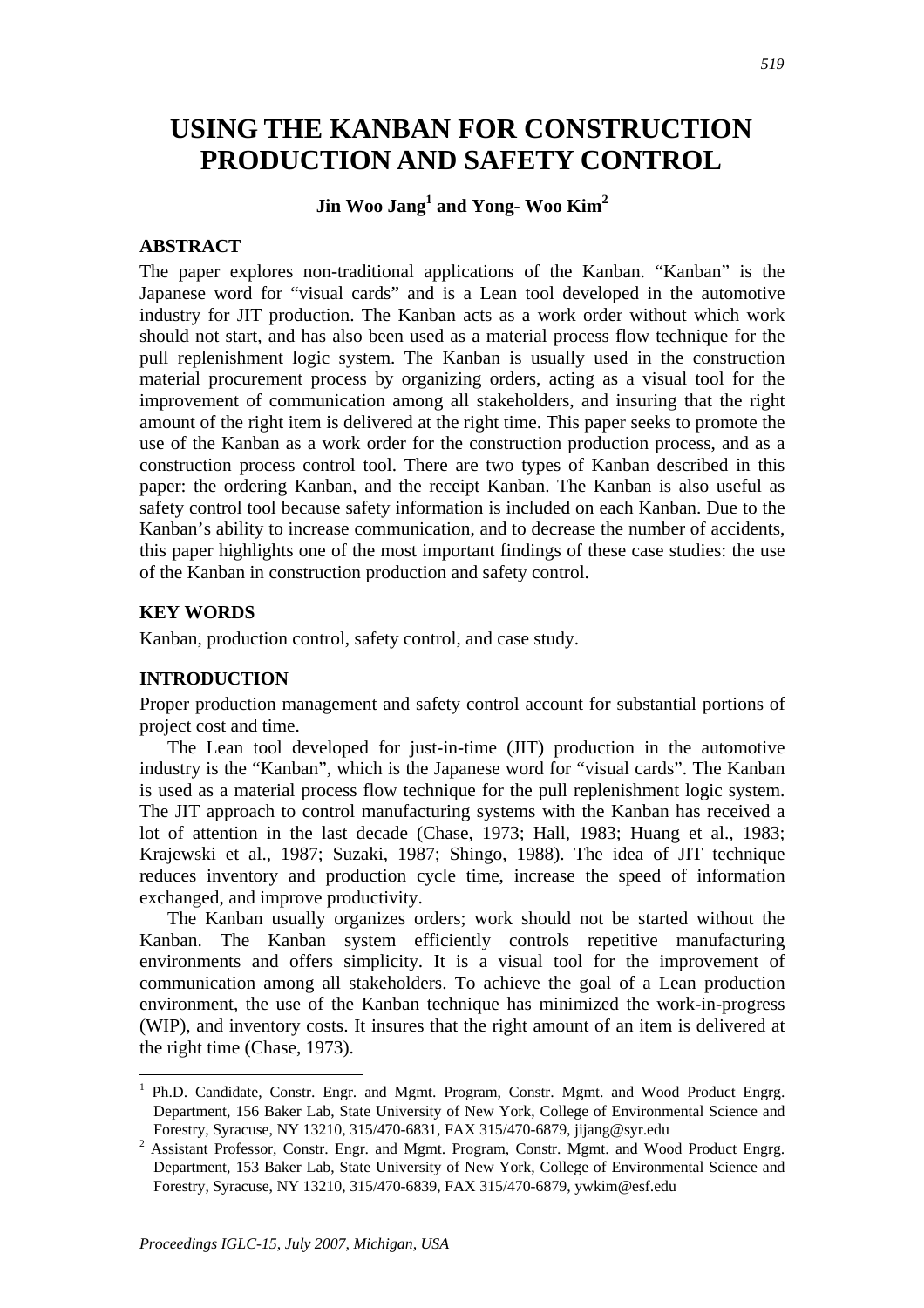# USING THE KANBAN FOR CONSTRUCTION PRODUCTION AND SAFETY CONTROL

**Jin Woo Jang[1] and Yong- Woo Kim[2]**

## ABSTRACT

The paper explores non-traditional applications of the Kanban. "Kanban" is the Japanese word for "visual cards" and is a Lean tool developed in the automotive industry for JIT production. The Kanban acts as a work order without which work should not start, and has also been used as a material process flow technique for the pull replenishment logic system. The Kanban is usually used in the construction material procurement process by organizing orders, acting as a visual tool for the improvement of communication among all stakeholders, and insuring that the right amount of the right item is delivered at the right time. This paper seeks to promote the use of the Kanban as a work order for the construction production process, and as a construction process control tool. There are two types of Kanban described in this paper: the ordering Kanban, and the receipt Kanban. The Kanban is also useful as safety control tool because safety information is included on each Kanban. Due to the Kanban's ability to increase communication, and to decrease the number of accidents, this paper highlights one of the most important findings of these case studies: the use of the Kanban in construction production and safety control.

## KEY WORDS

Kanban, production control, safety control, and case study.

## INTRODUCTION

Proper production management and safety control account for substantial portions of project cost and time.

The Lean tool developed for just-in-time (JIT) production in the automotive industry is the "Kanban", which is the Japanese word for "visual cards". The Kanban is used as a material process flow technique for the pull replenishment logic system. The JIT approach to control manufacturing systems with the Kanban has received a lot of attention in the last decade (Chase, 1973; Hall, 1983; Huang et al., 1983; Krajewski et al., 1987; Suzaki, 1987; Shingo, 1988). The idea of JIT technique reduces inventory and production cycle time, increase the speed of information exchanged, and improve productivity.

The Kanban usually organizes orders; work should not be started without the Kanban. The Kanban system efficiently controls repetitive manufacturing environments and offers simplicity. It is a visual tool for the improvement of communication among all stakeholders. To achieve the goal of a Lean production environment, the use of the Kanban technique has minimized the work-in-progress (WIP), and inventory costs. It insures that the right amount of an item is delivered at the right time (Chase, 1973).

---

[1] Ph.D. Candidate, Constr. Engr. and Mgmt. Program, Constr. Mgmt. and Wood Product Engrg. Department, 156 Baker Lab, State University of New York, College of Environmental Science and Forestry, Syracuse, NY 13210, 315/470-6831, FAX 315/470-6879, jijang@syr.edu

[2] Assistant Professor, Constr. Engr. and Mgmt. Program, Constr. Mgmt. and Wood Product Engrg. Department, 153 Baker Lab, State University of New York, College of Environmental Science and Forestry, Syracuse, NY 13210, 315/470-6839, FAX 315/470-6879, ywkim@esf.edu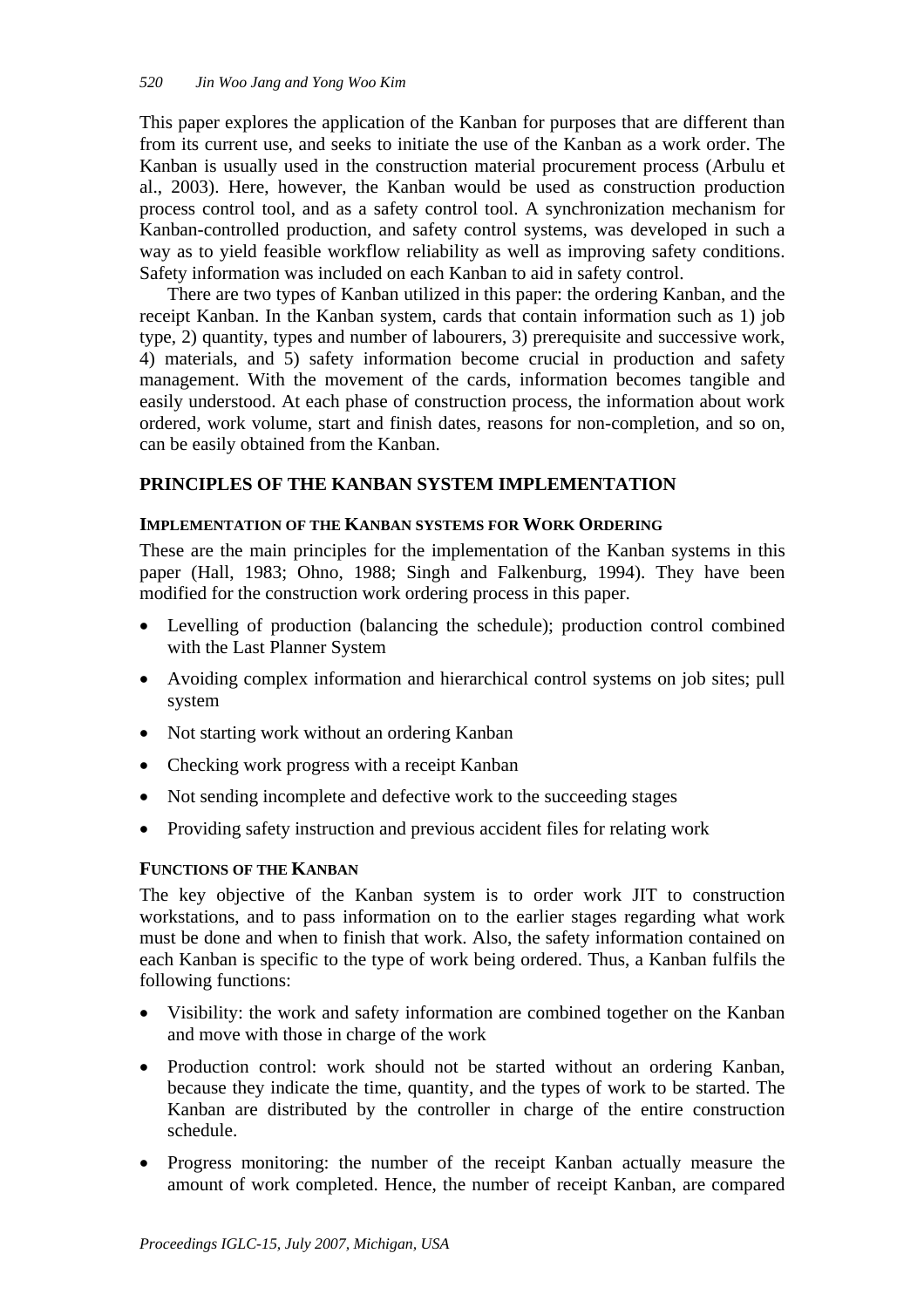This paper explores the application of the Kanban for purposes that are different than from its current use, and seeks to initiate the use of the Kanban as a work order. The Kanban is usually used in the construction material procurement process (Arbulu et al., 2003). Here, however, the Kanban would be used as construction production process control tool, and as a safety control tool. A synchronization mechanism for Kanban-controlled production, and safety control systems, was developed in such a way as to yield feasible workflow reliability as well as improving safety conditions. Safety information was included on each Kanban to aid in safety control.

There are two types of Kanban utilized in this paper: the ordering Kanban, and the receipt Kanban. In the Kanban system, cards that contain information such as 1) job type, 2) quantity, types and number of labourers, 3) prerequisite and successive work, 4) materials, and 5) safety information become crucial in production and safety management. With the movement of the cards, information becomes tangible and easily understood. At each phase of construction process, the information about work ordered, work volume, start and finish dates, reasons for non-completion, and so on, can be easily obtained from the Kanban.

## PRINCIPLES OF THE KANBAN SYSTEM IMPLEMENTATION

### IMPLEMENTATION OF THE KANBAN SYSTEMS FOR WORK ORDERING

These are the main principles for the implementation of the Kanban systems in this paper (Hall, 1983; Ohno, 1988; Singh and Falkenburg, 1994). They have been modified for the construction work ordering process in this paper.

- Levelling of production (balancing the schedule); production control combined with the Last Planner System
- Avoiding complex information and hierarchical control systems on job sites; pull system
- Not starting work without an ordering Kanban
- Checking work progress with a receipt Kanban
- Not sending incomplete and defective work to the succeeding stages
- Providing safety instruction and previous accident files for relating work

### FUNCTIONS OF THE KANBAN

The key objective of the Kanban system is to order work JIT to construction workstations, and to pass information on to the earlier stages regarding what work must be done and when to finish that work. Also, the safety information contained on each Kanban is specific to the type of work being ordered. Thus, a Kanban fulfils the following functions:

- Visibility: the work and safety information are combined together on the Kanban and move with those in charge of the work
- Production control: work should not be started without an ordering Kanban, because they indicate the time, quantity, and the types of work to be started. The Kanban are distributed by the controller in charge of the entire construction schedule.
- Progress monitoring: the number of the receipt Kanban actually measure the amount of work completed. Hence, the number of receipt Kanban, are compared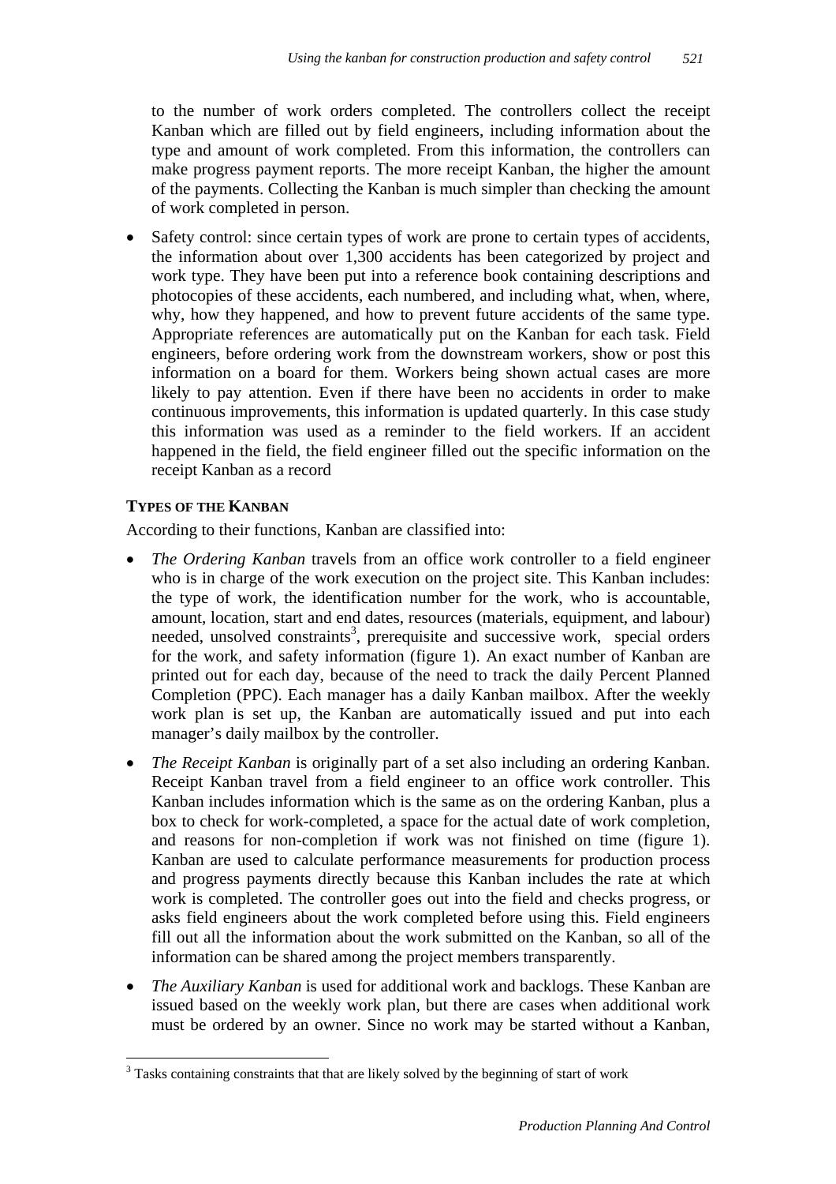to the number of work orders completed. The controllers collect the receipt Kanban which are filled out by field engineers, including information about the type and amount of work completed. From this information, the controllers can make progress payment reports. The more receipt Kanban, the higher the amount of the payments. Collecting the Kanban is much simpler than checking the amount of work completed in person.

- Safety control: since certain types of work are prone to certain types of accidents, the information about over 1,300 accidents has been categorized by project and work type. They have been put into a reference book containing descriptions and photocopies of these accidents, each numbered, and including what, when, where, why, how they happened, and how to prevent future accidents of the same type. Appropriate references are automatically put on the Kanban for each task. Field engineers, before ordering work from the downstream workers, show or post this information on a board for them. Workers being shown actual cases are more likely to pay attention. Even if there have been no accidents in order to make continuous improvements, this information is updated quarterly. In this case study this information was used as a reminder to the field workers. If an accident happened in the field, the field engineer filled out the specific information on the receipt Kanban as a record

**TYPES OF THE KANBAN**

According to their functions, Kanban are classified into:

- *The Ordering Kanban* travels from an office work controller to a field engineer who is in charge of the work execution on the project site. This Kanban includes: the type of work, the identification number for the work, who is accountable, amount, location, start and end dates, resources (materials, equipment, and labour) needed, unsolved constraints[3], prerequisite and successive work, special orders for the work, and safety information (figure 1). An exact number of Kanban are printed out for each day, because of the need to track the daily Percent Planned Completion (PPC). Each manager has a daily Kanban mailbox. After the weekly work plan is set up, the Kanban are automatically issued and put into each manager's daily mailbox by the controller.
- *The Receipt Kanban* is originally part of a set also including an ordering Kanban. Receipt Kanban travel from a field engineer to an office work controller. This Kanban includes information which is the same as on the ordering Kanban, plus a box to check for work-completed, a space for the actual date of work completion, and reasons for non-completion if work was not finished on time (figure 1). Kanban are used to calculate performance measurements for production process and progress payments directly because this Kanban includes the rate at which work is completed. The controller goes out into the field and checks progress, or asks field engineers about the work completed before using this. Field engineers fill out all the information about the work submitted on the Kanban, so all of the information can be shared among the project members transparently.
- *The Auxiliary Kanban* is used for additional work and backlogs. These Kanban are issued based on the weekly work plan, but there are cases when additional work must be ordered by an owner. Since no work may be started without a Kanban,

[3] Tasks containing constraints that that are likely solved by the beginning of start of work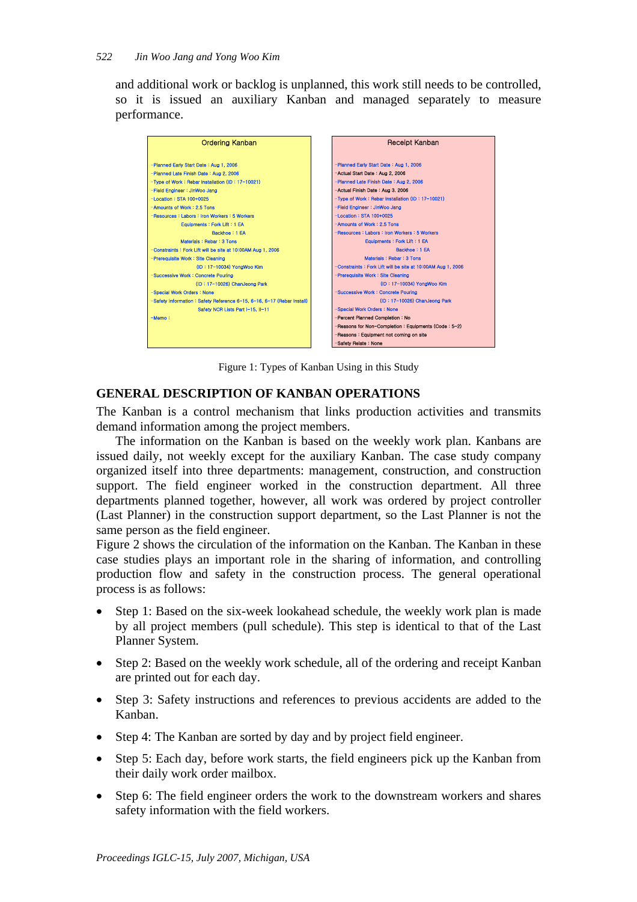and additional work or backlog is unplanned, this work still needs to be controlled, so it is issued an auxiliary Kanban and managed separately to measure performance.

| Ordering Kanban |
|---|
| -Planned Early Start Date : Aug 1, 2006 |
| -Planned Late Finish Date : Aug 2, 2006 |
| -Type of Work : Rebar Installation (ID : 17-10021) |
| -Field Engineer : JinWoo Jang |
| -Location : STA 100+0025 |
| -Amounts of Work : 2.5 Tons |
| -Resources : Labors : Iron Workers : 5 Workers |
| Equipments : Fork Lift : 1 EA |
| Backhoe : 1 EA |
| Materials : Rebar : 3 Tons |
| -Constraints : Fork Lift will be site at 10:00AM Aug 1, 2006 |
| -Prerequisite Work : Site Cleaning |
| (ID : 17-10034) YongWoo Kim |
| -Successive Work : Concrete Pouring |
| (ID : 17-10026) ChanJeong Park |
| -Special Work Orders : None |
| -Safety Information : Safety Reference 6-15, 6-16, 6-17 (Rebar Install) |
| Safety NCR Lists Part I-15, II-11 |
| -Memo : |

| Receipt Kanban |
|---|
| -Planned Early Start Date : Aug 1, 2006 |
| -Actual Start Date : Aug 2, 2006 |
| -Planned Late Finish Date : Aug 2, 2006 |
| -Actual Finish Date : Aug 3, 2006 |
| -Type of Work : Rebar Installation (ID : 17-10021) |
| -Field Engineer : JinWoo Jang |
| -Location : STA 100+0025 |
| -Amounts of Work : 2.5 Tons |
| -Resources : Labors : Iron Workers : 5 Workers |
| Equipments : Fork Lift : 1 EA |
| Backhoe : 1 EA |
| Materials : Rebar : 3 Tons |
| -Constraints : Fork Lift will be site at 10:00AM Aug 1, 2006 |
| -Prerequisite Work : Site Cleaning |
| (ID : 17-10034) YongWoo Kim |
| -Successive Work : Concrete Pouring |
| (ID : 17-10026) ChanJeong Park |
| -Special Work Orders : None |
| -Percent Planned Completion : No |
| -Reasons for Non-Completion : Equipments (Code : 5-2) |
| -Reasons : Equipment not coming on site |
| -Safety Relate : None |

Figure 1: Types of Kanban Using in this Study

## GENERAL DESCRIPTION OF KANBAN OPERATIONS

The Kanban is a control mechanism that links production activities and transmits demand information among the project members.

The information on the Kanban is based on the weekly work plan. Kanbans are issued daily, not weekly except for the auxiliary Kanban. The case study company organized itself into three departments: management, construction, and construction support. The field engineer worked in the construction department. All three departments planned together, however, all work was ordered by project controller (Last Planner) in the construction support department, so the Last Planner is not the same person as the field engineer.

Figure 2 shows the circulation of the information on the Kanban. The Kanban in these case studies plays an important role in the sharing of information, and controlling production flow and safety in the construction process. The general operational process is as follows:

- Step 1: Based on the six-week lookahead schedule, the weekly work plan is made by all project members (pull schedule). This step is identical to that of the Last Planner System.
- Step 2: Based on the weekly work schedule, all of the ordering and receipt Kanban are printed out for each day.
- Step 3: Safety instructions and references to previous accidents are added to the Kanban.
- Step 4: The Kanban are sorted by day and by project field engineer.
- Step 5: Each day, before work starts, the field engineers pick up the Kanban from their daily work order mailbox.
- Step 6: The field engineer orders the work to the downstream workers and shares safety information with the field workers.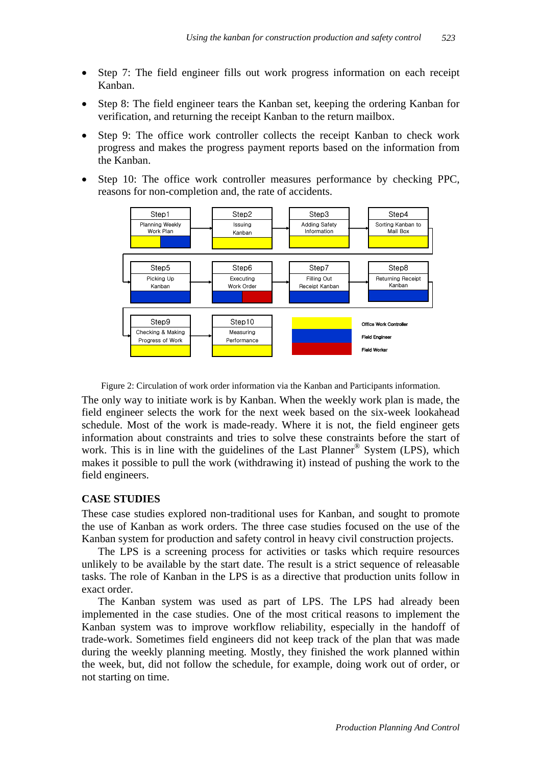- Step 7: The field engineer fills out work progress information on each receipt Kanban.
- Step 8: The field engineer tears the Kanban set, keeping the ordering Kanban for verification, and returning the receipt Kanban to the return mailbox.
- Step 9: The office work controller collects the receipt Kanban to check work progress and makes the progress payment reports based on the information from the Kanban.
- Step 10: The office work controller measures performance by checking PPC, reasons for non-completion and, the rate of accidents.

Step1 Planning Weekly Work Plan → Step2 Issuing Kanban → Step3 Adding Safety Information → Step4 Sorting Kanban to Mail Box → Step5 Picking Up Kanban → Step6 Executing Work Order → Step7 Filling Out Receipt Kanban → Step8 Returning Receipt Kanban → Step9 Checking & Making Progress of Work → Step10 Measuring Performance

Office Work Controller / Field Engineer / Field Worker

Figure 2: Circulation of work order information via the Kanban and Participants information.

The only way to initiate work is by Kanban. When the weekly work plan is made, the field engineer selects the work for the next week based on the six-week lookahead schedule. Most of the work is made-ready. Where it is not, the field engineer gets information about constraints and tries to solve these constraints before the start of work. This is in line with the guidelines of the Last Planner® System (LPS), which makes it possible to pull the work (withdrawing it) instead of pushing the work to the field engineers.

## CASE STUDIES

These case studies explored non-traditional uses for Kanban, and sought to promote the use of Kanban as work orders. The three case studies focused on the use of the Kanban system for production and safety control in heavy civil construction projects.

The LPS is a screening process for activities or tasks which require resources unlikely to be available by the start date. The result is a strict sequence of releasable tasks. The role of Kanban in the LPS is as a directive that production units follow in exact order.

The Kanban system was used as part of LPS. The LPS had already been implemented in the case studies. One of the most critical reasons to implement the Kanban system was to improve workflow reliability, especially in the handoff of trade-work. Sometimes field engineers did not keep track of the plan that was made during the weekly planning meeting. Mostly, they finished the work planned within the week, but, did not follow the schedule, for example, doing work out of order, or not starting on time.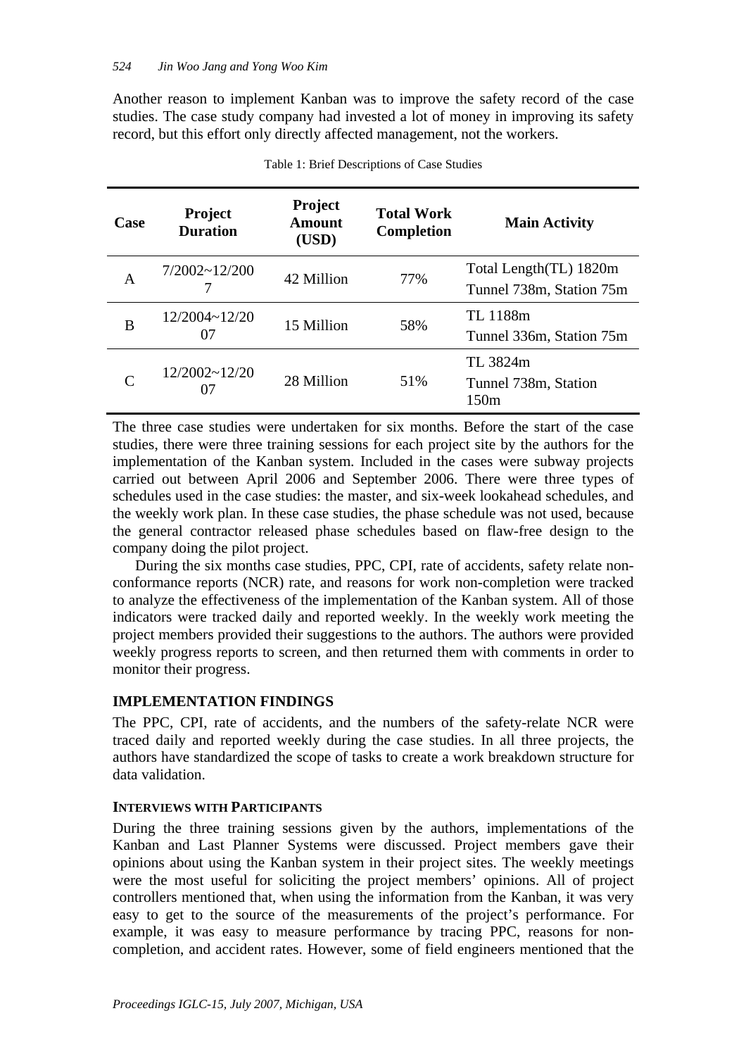Another reason to implement Kanban was to improve the safety record of the case studies. The case study company had invested a lot of money in improving its safety record, but this effort only directly affected management, not the workers.

Table 1: Brief Descriptions of Case Studies

| Case | Project Duration | Project Amount (USD) | Total Work Completion | Main Activity |
|---|---|---|---|---|
| A | 7/2002~12/2007 | 42 Million | 77% | Total Length(TL) 1820m Tunnel 738m, Station 75m |
| B | 12/2004~12/2007 | 15 Million | 58% | TL 1188m Tunnel 336m, Station 75m |
| C | 12/2002~12/2007 | 28 Million | 51% | TL 3824m Tunnel 738m, Station 150m |

The three case studies were undertaken for six months. Before the start of the case studies, there were three training sessions for each project site by the authors for the implementation of the Kanban system. Included in the cases were subway projects carried out between April 2006 and September 2006. There were three types of schedules used in the case studies: the master, and six-week lookahead schedules, and the weekly work plan. In these case studies, the phase schedule was not used, because the general contractor released phase schedules based on flaw-free design to the company doing the pilot project.

During the six months case studies, PPC, CPI, rate of accidents, safety relate non-conformance reports (NCR) rate, and reasons for work non-completion were tracked to analyze the effectiveness of the implementation of the Kanban system. All of those indicators were tracked daily and reported weekly. In the weekly work meeting the project members provided their suggestions to the authors. The authors were provided weekly progress reports to screen, and then returned them with comments in order to monitor their progress.

## IMPLEMENTATION FINDINGS

The PPC, CPI, rate of accidents, and the numbers of the safety-relate NCR were traced daily and reported weekly during the case studies. In all three projects, the authors have standardized the scope of tasks to create a work breakdown structure for data validation.

### INTERVIEWS WITH PARTICIPANTS

During the three training sessions given by the authors, implementations of the Kanban and Last Planner Systems were discussed. Project members gave their opinions about using the Kanban system in their project sites. The weekly meetings were the most useful for soliciting the project members' opinions. All of project controllers mentioned that, when using the information from the Kanban, it was very easy to get to the source of the measurements of the project's performance. For example, it was easy to measure performance by tracing PPC, reasons for non-completion, and accident rates. However, some of field engineers mentioned that the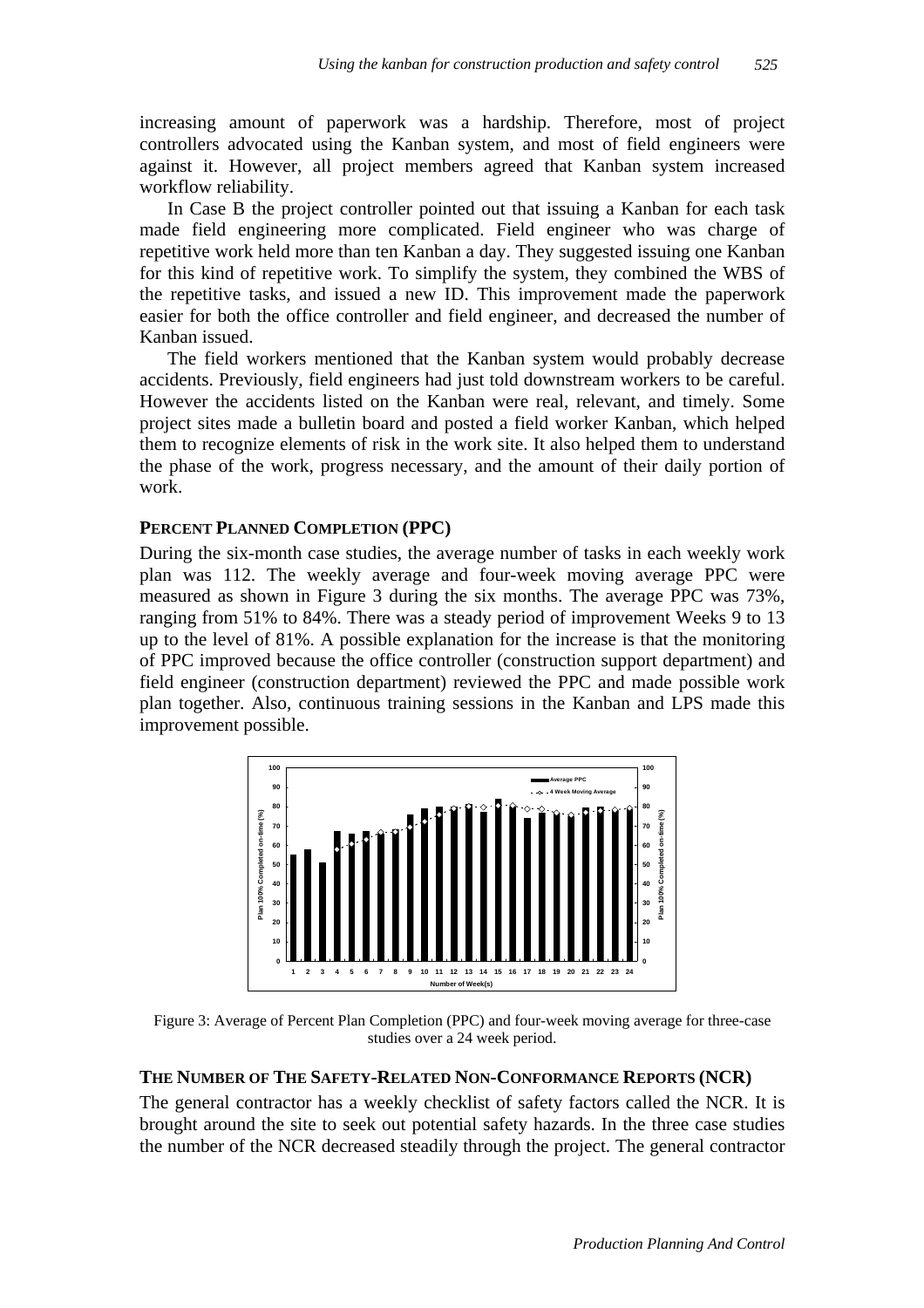increasing amount of paperwork was a hardship. Therefore, most of project controllers advocated using the Kanban system, and most of field engineers were against it. However, all project members agreed that Kanban system increased workflow reliability.

In Case B the project controller pointed out that issuing a Kanban for each task made field engineering more complicated. Field engineer who was charge of repetitive work held more than ten Kanban a day. They suggested issuing one Kanban for this kind of repetitive work. To simplify the system, they combined the WBS of the repetitive tasks, and issued a new ID. This improvement made the paperwork easier for both the office controller and field engineer, and decreased the number of Kanban issued.

The field workers mentioned that the Kanban system would probably decrease accidents. Previously, field engineers had just told downstream workers to be careful. However the accidents listed on the Kanban were real, relevant, and timely. Some project sites made a bulletin board and posted a field worker Kanban, which helped them to recognize elements of risk in the work site. It also helped them to understand the phase of the work, progress necessary, and the amount of their daily portion of work.

## PERCENT PLANNED COMPLETION (PPC)

During the six-month case studies, the average number of tasks in each weekly work plan was 112. The weekly average and four-week moving average PPC were measured as shown in Figure 3 during the six months. The average PPC was 73%, ranging from 51% to 84%. There was a steady period of improvement Weeks 9 to 13 up to the level of 81%. A possible explanation for the increase is that the monitoring of PPC improved because the office controller (construction support department) and field engineer (construction department) reviewed the PPC and made possible work plan together. Also, continuous training sessions in the Kanban and LPS made this improvement possible.

Figure 3: Average of Percent Plan Completion (PPC) and four-week moving average for three-case studies over a 24 week period.

## THE NUMBER OF THE SAFETY-RELATED NON-CONFORMANCE REPORTS (NCR)

The general contractor has a weekly checklist of safety factors called the NCR. It is brought around the site to seek out potential safety hazards. In the three case studies the number of the NCR decreased steadily through the project. The general contractor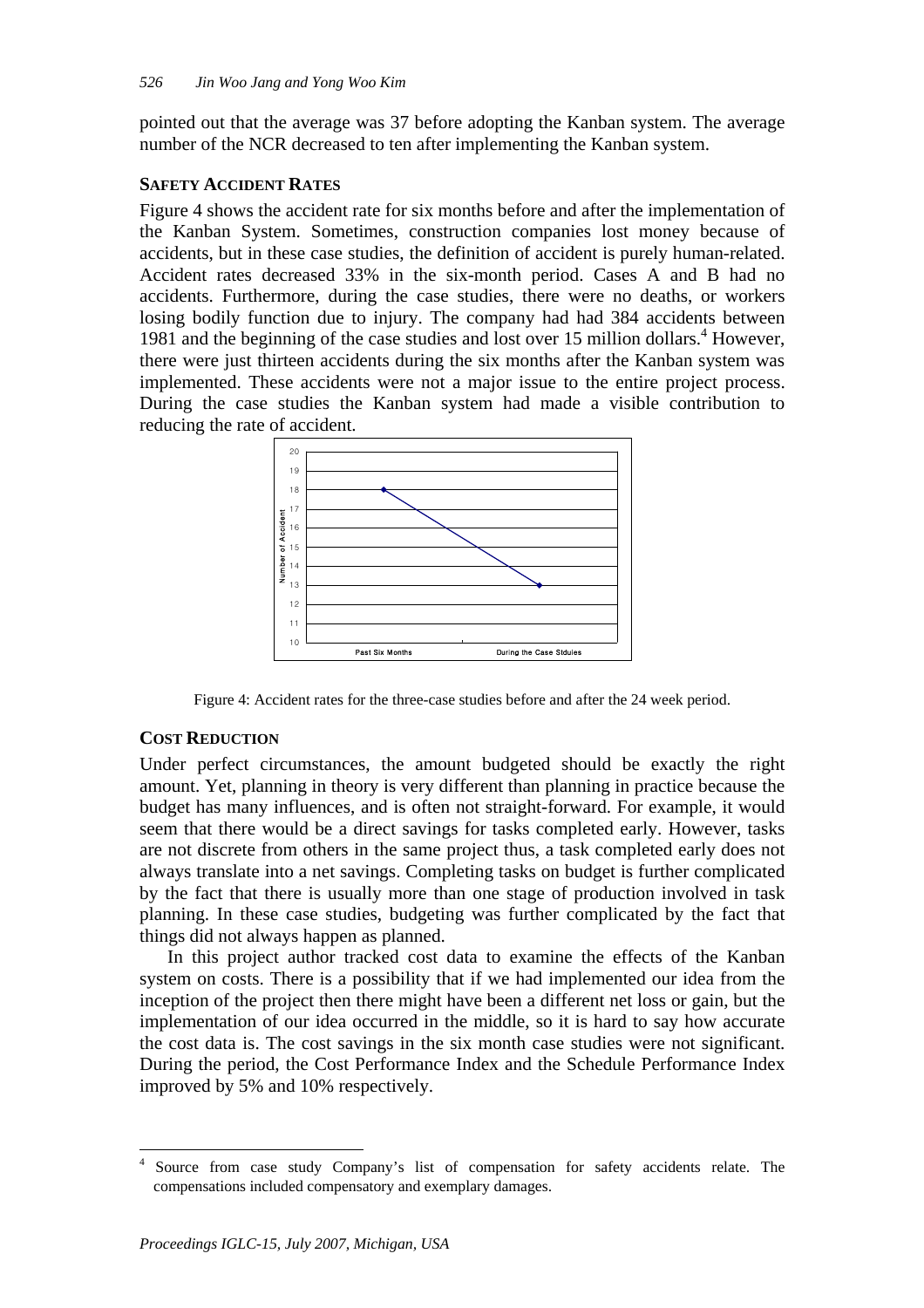pointed out that the average was 37 before adopting the Kanban system. The average number of the NCR decreased to ten after implementing the Kanban system.

### SAFETY ACCIDENT RATES

Figure 4 shows the accident rate for six months before and after the implementation of the Kanban System. Sometimes, construction companies lost money because of accidents, but in these case studies, the definition of accident is purely human-related. Accident rates decreased 33% in the six-month period. Cases A and B had no accidents. Furthermore, during the case studies, there were no deaths, or workers losing bodily function due to injury. The company had had 384 accidents between 1981 and the beginning of the case studies and lost over 15 million dollars.[4] However, there were just thirteen accidents during the six months after the Kanban system was implemented. These accidents were not a major issue to the entire project process. During the case studies the Kanban system had made a visible contribution to reducing the rate of accident.

Figure 4: Accident rates for the three-case studies before and after the 24 week period.

### COST REDUCTION

Under perfect circumstances, the amount budgeted should be exactly the right amount. Yet, planning in theory is very different than planning in practice because the budget has many influences, and is often not straight-forward. For example, it would seem that there would be a direct savings for tasks completed early. However, tasks are not discrete from others in the same project thus, a task completed early does not always translate into a net savings. Completing tasks on budget is further complicated by the fact that there is usually more than one stage of production involved in task planning. In these case studies, budgeting was further complicated by the fact that things did not always happen as planned.

In this project author tracked cost data to examine the effects of the Kanban system on costs. There is a possibility that if we had implemented our idea from the inception of the project then there might have been a different net loss or gain, but the implementation of our idea occurred in the middle, so it is hard to say how accurate the cost data is. The cost savings in the six month case studies were not significant. During the period, the Cost Performance Index and the Schedule Performance Index improved by 5% and 10% respectively.

---

[4] Source from case study Company's list of compensation for safety accidents relate. The compensations included compensatory and exemplary damages.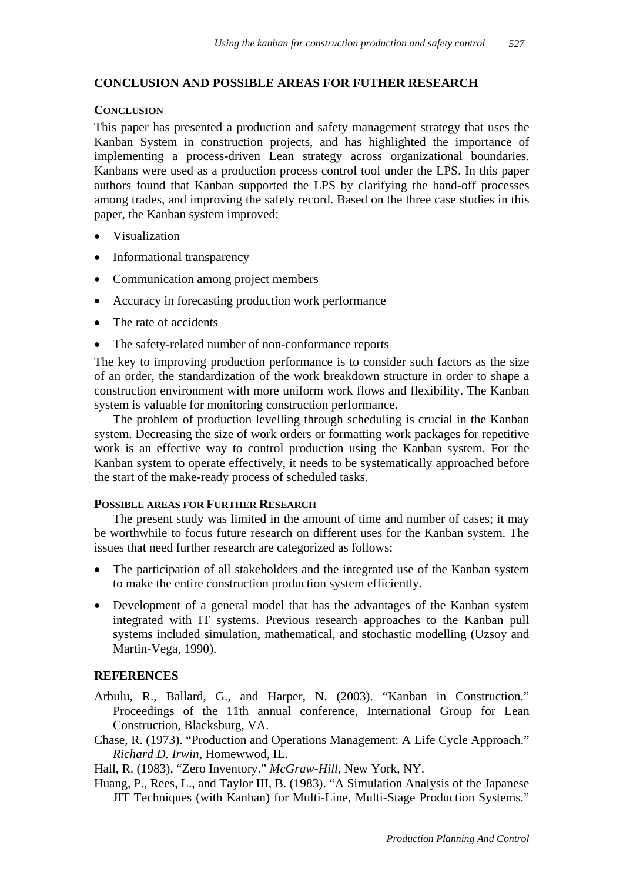## CONCLUSION AND POSSIBLE AREAS FOR FUTHER RESEARCH

### CONCLUSION

This paper has presented a production and safety management strategy that uses the Kanban System in construction projects, and has highlighted the importance of implementing a process-driven Lean strategy across organizational boundaries. Kanbans were used as a production process control tool under the LPS. In this paper authors found that Kanban supported the LPS by clarifying the hand-off processes among trades, and improving the safety record. Based on the three case studies in this paper, the Kanban system improved:

- Visualization
- Informational transparency
- Communication among project members
- Accuracy in forecasting production work performance
- The rate of accidents
- The safety-related number of non-conformance reports

The key to improving production performance is to consider such factors as the size of an order, the standardization of the work breakdown structure in order to shape a construction environment with more uniform work flows and flexibility. The Kanban system is valuable for monitoring construction performance.

The problem of production levelling through scheduling is crucial in the Kanban system. Decreasing the size of work orders or formatting work packages for repetitive work is an effective way to control production using the Kanban system. For the Kanban system to operate effectively, it needs to be systematically approached before the start of the make-ready process of scheduled tasks.

### POSSIBLE AREAS FOR FURTHER RESEARCH

The present study was limited in the amount of time and number of cases; it may be worthwhile to focus future research on different uses for the Kanban system. The issues that need further research are categorized as follows:

- The participation of all stakeholders and the integrated use of the Kanban system to make the entire construction production system efficiently.
- Development of a general model that has the advantages of the Kanban system integrated with IT systems. Previous research approaches to the Kanban pull systems included simulation, mathematical, and stochastic modelling (Uzsoy and Martin-Vega, 1990).

## REFERENCES

Arbulu, R., Ballard, G., and Harper, N. (2003). "Kanban in Construction." Proceedings of the 11th annual conference, International Group for Lean Construction, Blacksburg, VA.

Chase, R. (1973). "Production and Operations Management: A Life Cycle Approach." *Richard D. Irwin*, Homewwod, IL.

Hall, R. (1983), "Zero Inventory." *McGraw-Hill*, New York, NY.

Huang, P., Rees, L., and Taylor III, B. (1983). "A Simulation Analysis of the Japanese JIT Techniques (with Kanban) for Multi-Line, Multi-Stage Production Systems."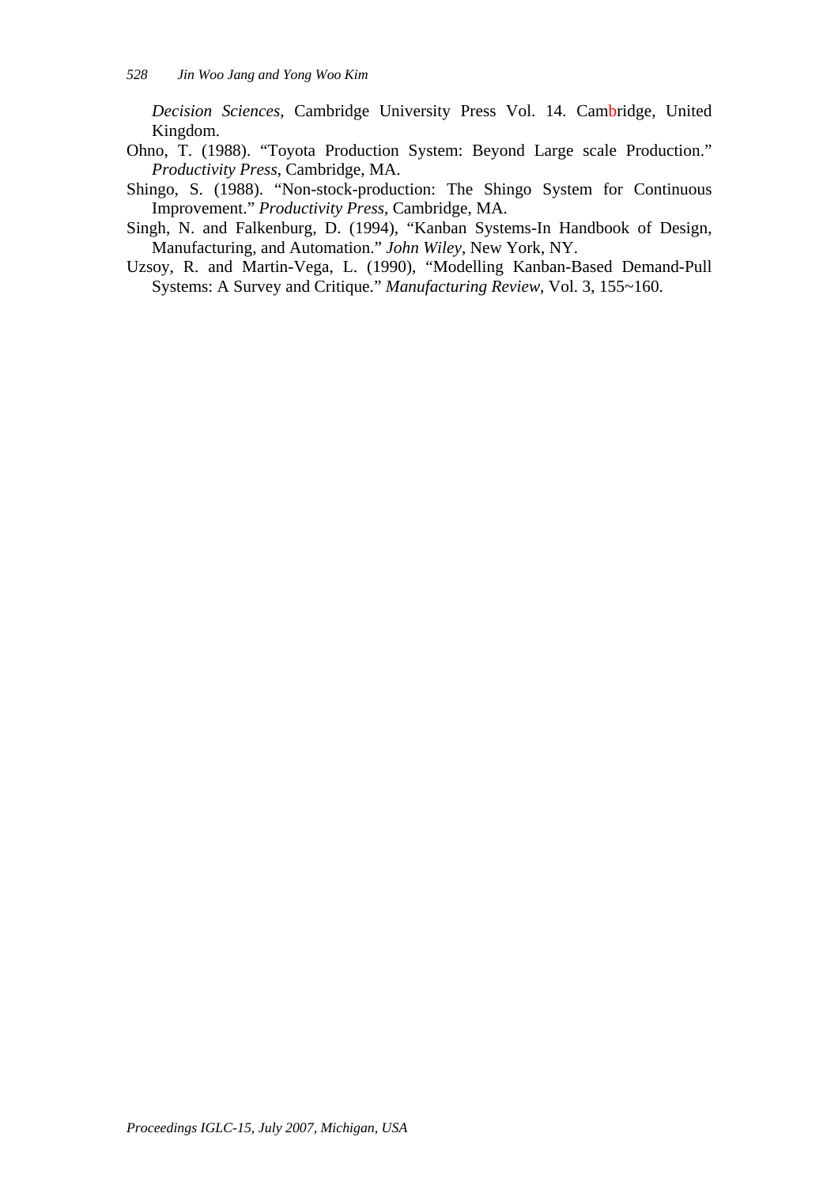*Decision Sciences*, Cambridge University Press Vol. 14. Cambridge, United Kingdom.

Ohno, T. (1988). “Toyota Production System: Beyond Large scale Production.” *Productivity Press*, Cambridge, MA.

Shingo, S. (1988). “Non-stock-production: The Shingo System for Continuous Improvement.” *Productivity Press*, Cambridge, MA.

Singh, N. and Falkenburg, D. (1994), “Kanban Systems-In Handbook of Design, Manufacturing, and Automation.” *John Wiley*, New York, NY.

Uzsoy, R. and Martin-Vega, L. (1990), “Modelling Kanban-Based Demand-Pull Systems: A Survey and Critique.” *Manufacturing Review*, Vol. 3, 155~160.